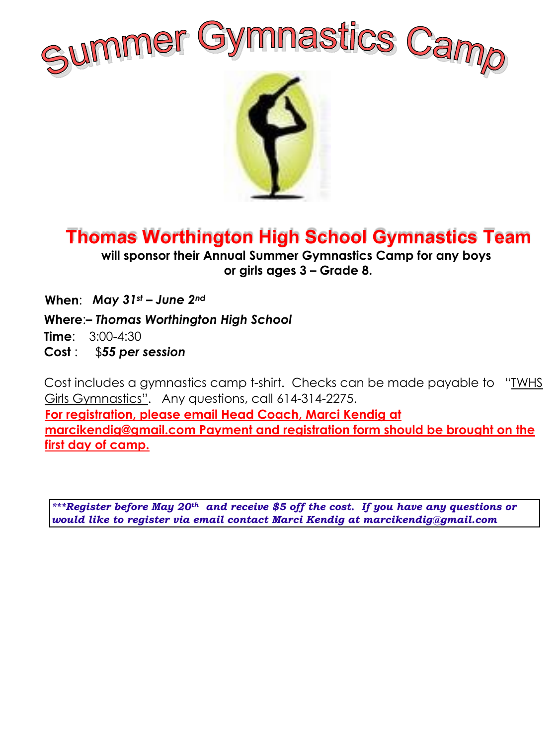# Summer Gymnastics Camp

## Thomas Worthington High School Gymnastics Team

**will sponsor their Annual Summer Gymnastics Camp for any boys or girls ages 3 – Grade 8.**

**When**: ***May 31st – June 2nd***

**Where**:– ***Thomas Worthington High School***

**Time**: 3:00-4:30

**Cost** : $***55 per session***

Cost includes a gymnastics camp t-shirt. Checks can be made payable to "TWHS Girls Gymnastics". Any questions, call 614-314-2275.

**For registration, please email Head Coach, Marci Kendig at marcikendig@gmail.com Payment and registration form should be brought on the first day of camp.**

***\*\*\*Register before May 20th and receive $5 off the cost. If you have any questions or would like to register via email contact Marci Kendig at marcikendig@gmail.com***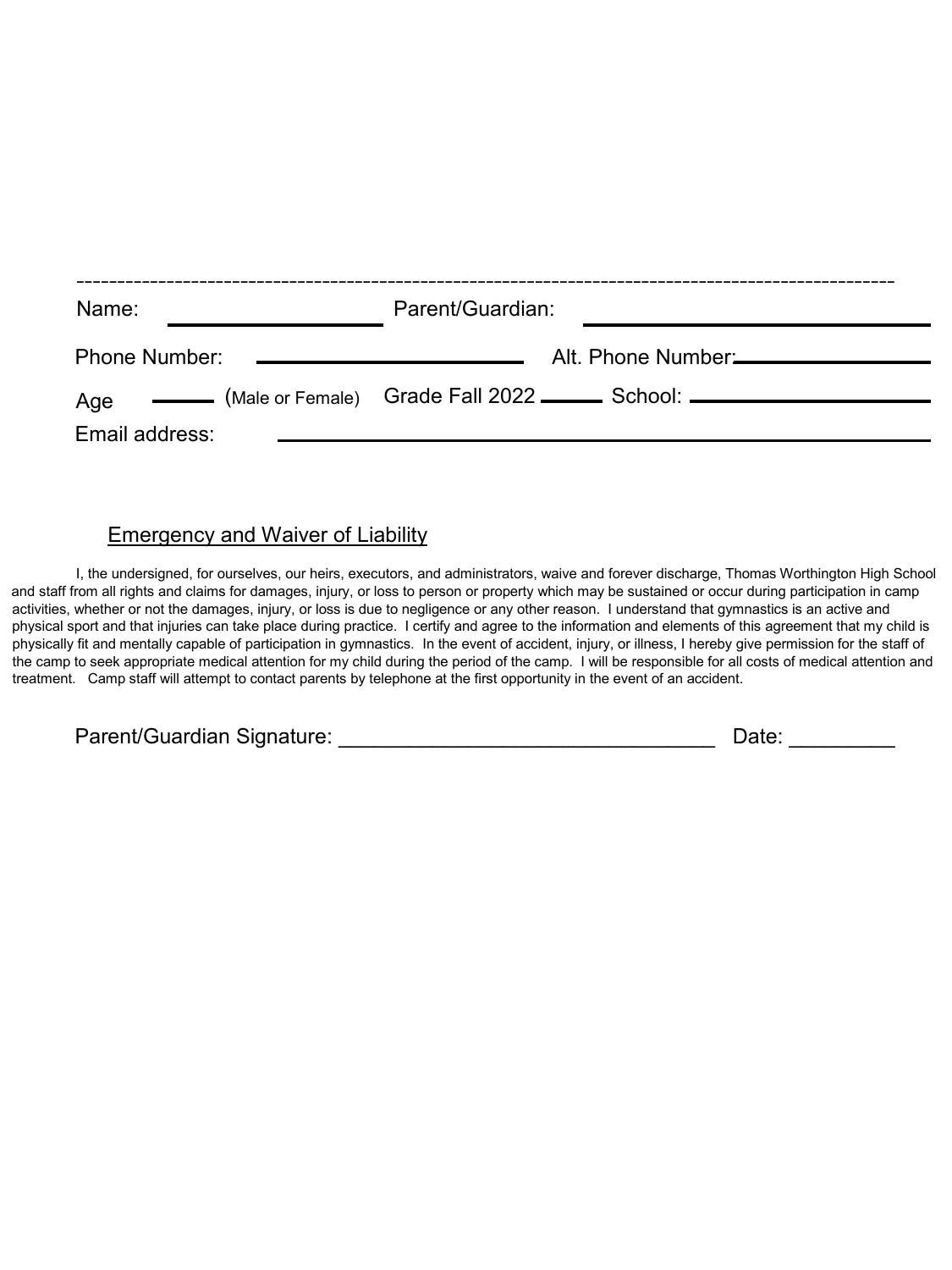----------------------------------------------------------------------------------------------------

Name: ______________________ Parent/Guardian: ______________________

Phone Number: ______________________ Alt. Phone Number: ______________________

Age ______ (Male or Female) Grade Fall 2022 ______ School: ______________________

Email address: ______________________

## Emergency and Waiver of Liability

I, the undersigned, for ourselves, our heirs, executors, and administrators, waive and forever discharge, Thomas Worthington High School and staff from all rights and claims for damages, injury, or loss to person or property which may be sustained or occur during participation in camp activities, whether or not the damages, injury, or loss is due to negligence or any other reason. I understand that gymnastics is an active and physical sport and that injuries can take place during practice. I certify and agree to the information and elements of this agreement that my child is physically fit and mentally capable of participation in gymnastics. In the event of accident, injury, or illness, I hereby give permission for the staff of the camp to seek appropriate medical attention for my child during the period of the camp. I will be responsible for all costs of medical attention and treatment. Camp staff will attempt to contact parents by telephone at the first opportunity in the event of an accident.

Parent/Guardian Signature: ________________________________ Date: _________